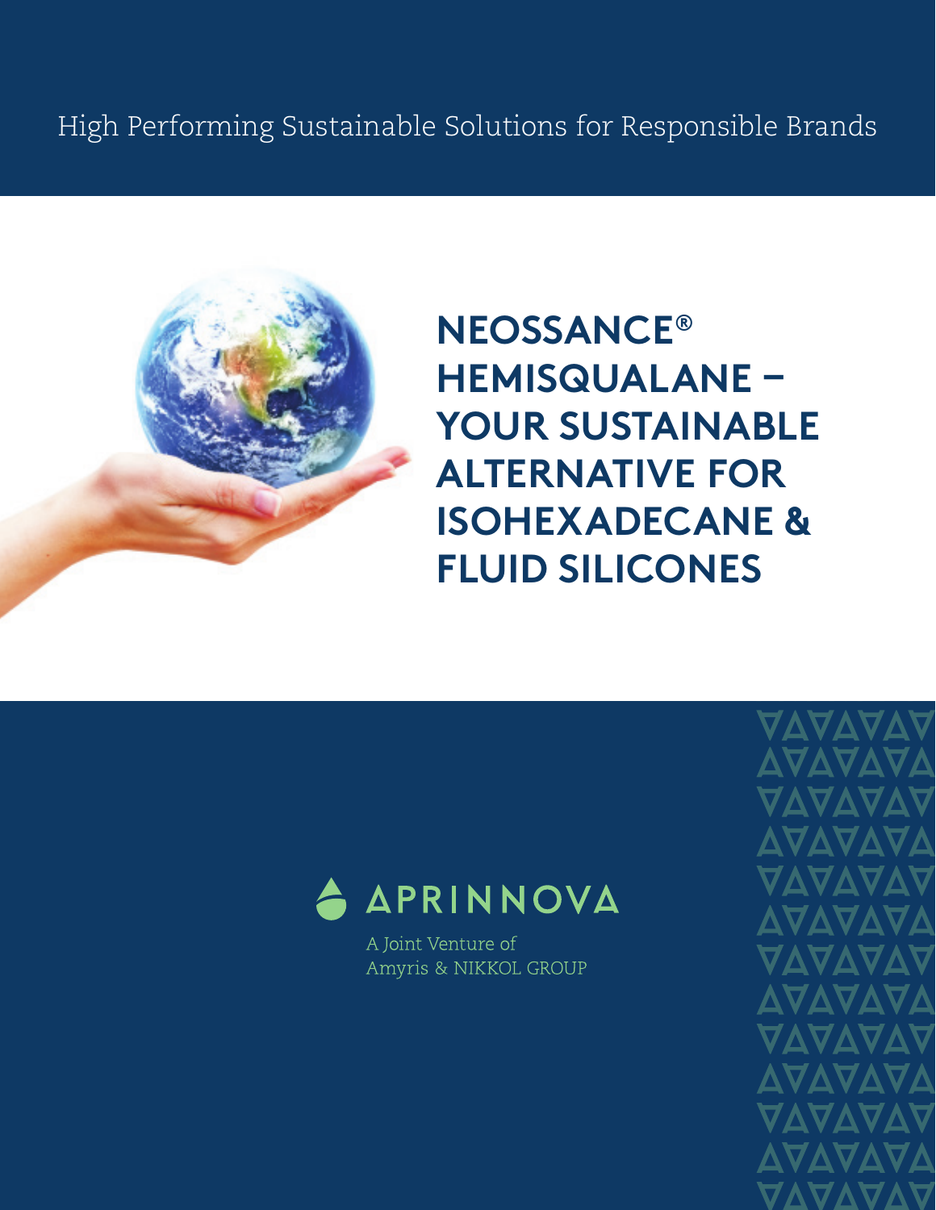High Performing Sustainable Solutions for Responsible Brands

# NEOSSANCE® HEMISQUALANE – YOUR SUSTAINABLE ALTERNATIVE FOR ISOHEXADECANE & FLUID SILICONES

APRINNOVA

A Joint Venture of
Amyris & NIKKOL GROUP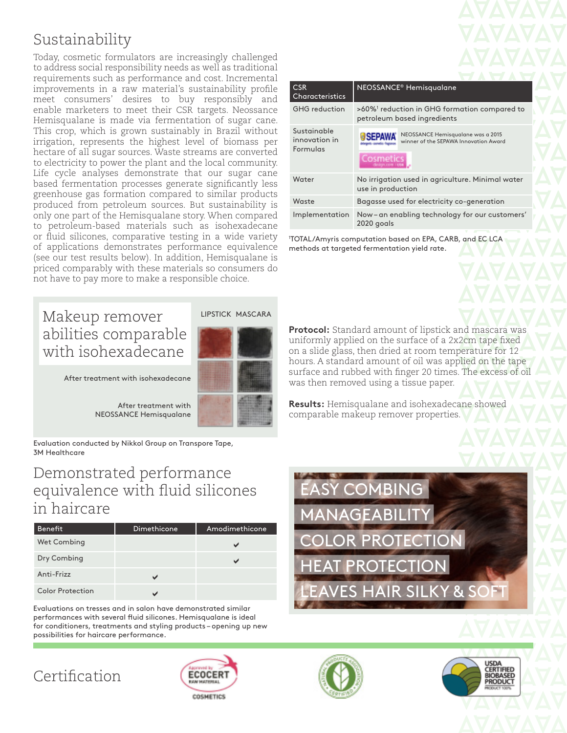## Sustainability

Today, cosmetic formulators are increasingly challenged to address social responsibility needs as well as traditional requirements such as performance and cost. Incremental improvements in a raw material's sustainability profile meet consumers' desires to buy responsibly and enable marketers to meet their CSR targets. Neossance Hemisqualane is made via fermentation of sugar cane. This crop, which is grown sustainably in Brazil without irrigation, represents the highest level of biomass per hectare of all sugar sources. Waste streams are converted to electricity to power the plant and the local community. Life cycle analyses demonstrate that our sugar cane based fermentation processes generate significantly less greenhouse gas formation compared to similar products produced from petroleum sources. But sustainability is only one part of the Hemisqualane story. When compared to petroleum-based materials such as isohexadecane or fluid silicones, comparative testing in a wide variety of applications demonstrates performance equivalence (see our test results below). In addition, Hemisqualane is priced comparably with these materials so consumers do not have to pay more to make a responsible choice.

| CSR Characteristics | NEOSSANCE® Hemisqualane |
|---|---|
| GHG reduction | >60%[1] reduction in GHG formation compared to petroleum based ingredients |
| Sustainable innovation in Formulas | SEPAWA – NEOSSANCE Hemisqualane was a 2015 winner of the SEPAWA Innovation Award; Cosmetics design.com USA |
| Water | No irrigation used in agriculture. Minimal water use in production |
| Waste | Bagasse used for electricity co-generation |
| Implementation | Now – an enabling technology for our customers' 2020 goals |

[1]TOTAL/Amyris computation based on EPA, CARB, and EC LCA methods at targeted fermentation yield rate.

## Makeup remover abilities comparable with isohexadecane

LIPSTICK MASCARA

After treatment with isohexadecane

After treatment with NEOSSANCE Hemisqualane

Evaluation conducted by Nikkol Group on Transpore Tape, 3M Healthcare

**Protocol:** Standard amount of lipstick and mascara was uniformly applied on the surface of a 2x2cm tape fixed on a slide glass, then dried at room temperature for 12 hours. A standard amount of oil was applied on the tape surface and rubbed with finger 20 times. The excess of oil was then removed using a tissue paper.

**Results:** Hemisqualane and isohexadecane showed comparable makeup remover properties.

## Demonstrated performance equivalence with fluid silicones in haircare

| Benefit | Dimethicone | Amodimethicone |
|---|---|---|
| Wet Combing | | ✔ |
| Dry Combing | | ✔ |
| Anti-Frizz | ✔ | |
| Color Protection | ✔ | |

Evaluations on tresses and in salon have demonstrated similar performances with several fluid silicones. Hemisqualane is ideal for conditioners, treatments and styling products – opening up new possibilities for haircare performance.

EASY COMBING
MANAGEABILITY
COLOR PROTECTION
HEAT PROTECTION
LEAVES HAIR SILKY & SOFT

## Certification

Approved by ECOCERT Raw Material COSMETICS

Natural Products Association Certified

USDA Certified Biobased Product – Product 100%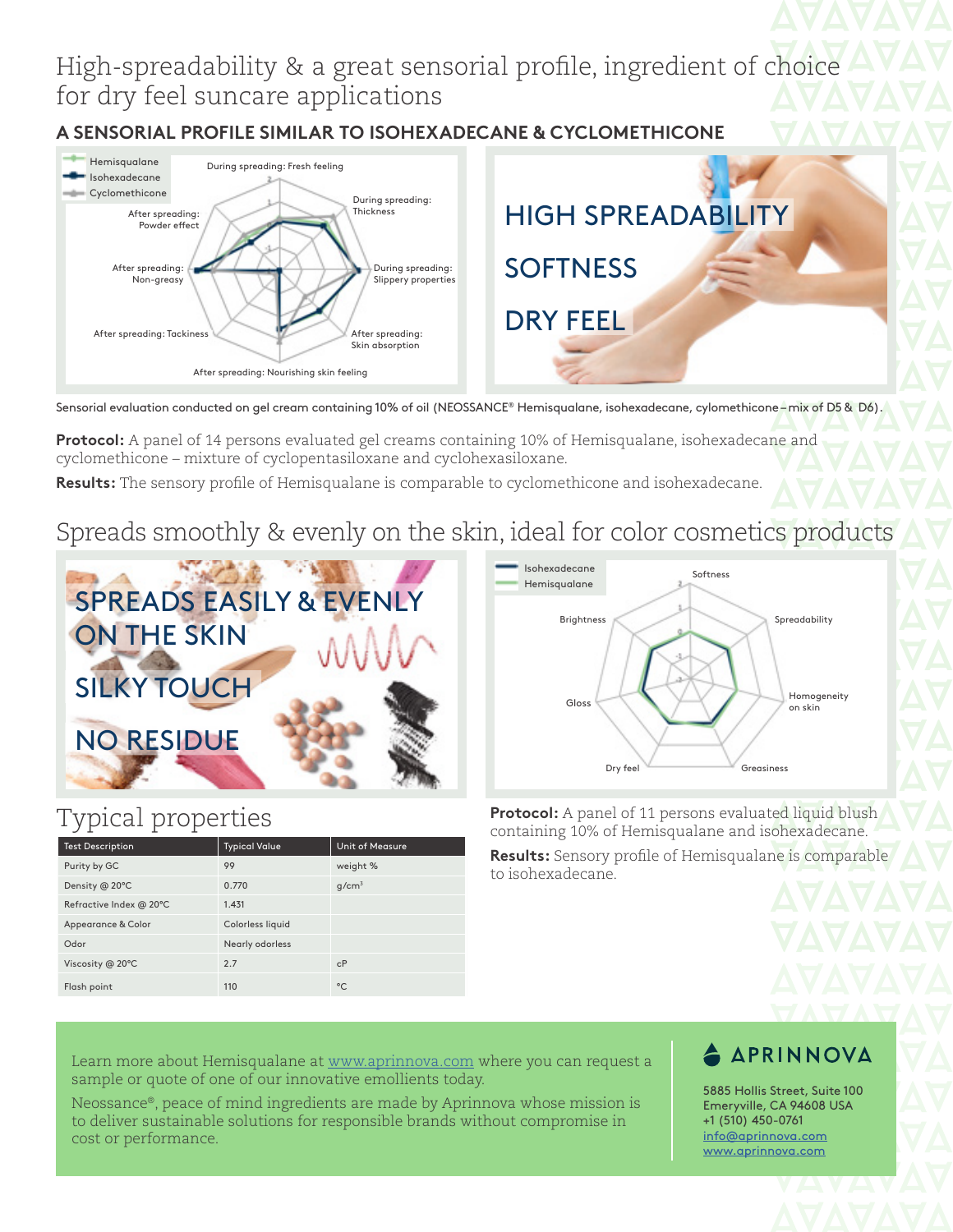# High-spreadability & a great sensorial profile, ingredient of choice for dry feel suncare applications

## A SENSORIAL PROFILE SIMILAR TO ISOHEXADECANE & CYCLOMETHICONE

HIGH SPREADABILITY

SOFTNESS

DRY FEEL

Sensorial evaluation conducted on gel cream containing 10% of oil (NEOSSANCE® Hemisqualane, isohexadecane, cylomethicone – mix of D5 & D6).

**Protocol:** A panel of 14 persons evaluated gel creams containing 10% of Hemisqualane, isohexadecane and cyclomethicone – mixture of cyclopentasiloxane and cyclohexasiloxane.

**Results:** The sensory profile of Hemisqualane is comparable to cyclomethicone and isohexadecane.

# Spreads smoothly & evenly on the skin, ideal for color cosmetics products

SPREADS EASILY & EVENLY ON THE SKIN

SILKY TOUCH

NO RESIDUE

**Protocol:** A panel of 11 persons evaluated liquid blush containing 10% of Hemisqualane and isohexadecane.

**Results:** Sensory profile of Hemisqualane is comparable to isohexadecane.

## Typical properties

| Test Description | Typical Value | Unit of Measure |
|---|---|---|
| Purity by GC | 99 | weight % |
| Density @ 20°C | 0.770 | g/cm³ |
| Refractive Index @ 20°C | 1.431 | |
| Appearance & Color | Colorless liquid | |
| Odor | Nearly odorless | |
| Viscosity @ 20°C | 2.7 | cP |
| Flash point | 110 | °C |

Learn more about Hemisqualane at www.aprinnova.com where you can request a sample or quote of one of our innovative emollients today.

Neossance®, peace of mind ingredients are made by Aprinnova whose mission is to deliver sustainable solutions for responsible brands without compromise in cost or performance.

APRINNOVA

5885 Hollis Street, Suite 100
Emeryville, CA 94608 USA
+1 (510) 450-0761
info@aprinnova.com
www.aprinnova.com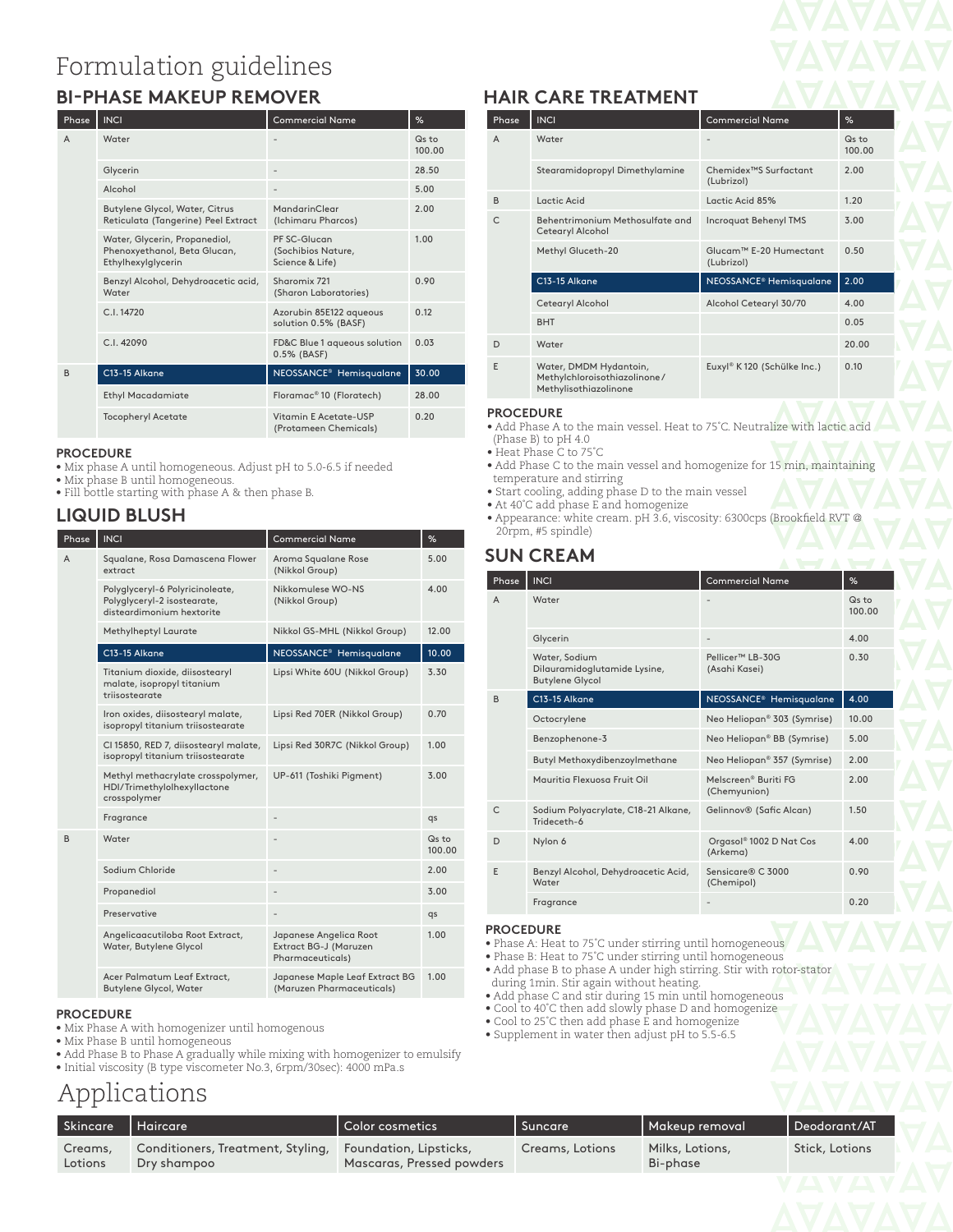# Formulation guidelines

## BI-PHASE MAKEUP REMOVER

| Phase | INCI | Commercial Name | % |
|---|---|---|---|
| A | Water | - | Qs to 100.00 |
| | Glycerin | - | 28.50 |
| | Alcohol | - | 5.00 |
| | Butylene Glycol, Water, Citrus Reticulata (Tangerine) Peel Extract | MandarinClear (Ichimaru Pharcos) | 2.00 |
| | Water, Glycerin, Propanediol, Phenoxyethanol, Beta Glucan, Ethylhexylglycerin | PF SC-Glucan (Sochibios Nature, Science & Life) | 1.00 |
| | Benzyl Alcohol, Dehydroacetic acid, Water | Sharomix 721 (Sharon Laboratories) | 0.90 |
| | C.I. 14720 | Azorubin 85E122 aqueous solution 0.5% (BASF) | 0.12 |
| | C.I. 42090 | FD&C Blue 1 aqueous solution 0.5% (BASF) | 0.03 |
| B | C13-15 Alkane | NEOSSANCE® Hemisqualane | 30.00 |
| | Ethyl Macadamiate | Floramac® 10 (Floratech) | 28.00 |
| | Tocopheryl Acetate | Vitamin E Acetate-USP (Protameen Chemicals) | 0.20 |

### PROCEDURE

- Mix phase A until homogeneous. Adjust pH to 5.0-6.5 if needed
- Mix phase B until homogeneous.
- Fill bottle starting with phase A & then phase B.

## LIQUID BLUSH

| Phase | INCI | Commercial Name | % |
|---|---|---|---|
| A | Squalane, Rosa Damascena Flower extract | Aroma Squalane Rose (Nikkol Group) | 5.00 |
| | Polyglyceryl-6 Polyricinoleate, Polyglyceryl-2 isostearate, disteardimonium hextorite | Nikkomulese WO-NS (Nikkol Group) | 4.00 |
| | Methylheptyl Laurate | Nikkol GS-MHL (Nikkol Group) | 12.00 |
| | C13-15 Alkane | NEOSSANCE® Hemisqualane | 10.00 |
| | Titanium dioxide, diisostearyl malate, isopropyl titanium triisostearate | Lipsi White 60U (Nikkol Group) | 3.30 |
| | Iron oxides, diisostearyl malate, isopropyl titanium triisostearate | Lipsi Red 70ER (Nikkol Group) | 0.70 |
| | CI 15850, RED 7, diisostearyl malate, isopropyl titanium triisostearate | Lipsi Red 30R7C (Nikkol Group) | 1.00 |
| | Methyl methacrylate crosspolymer, HDI/Trimethylolhexyllactone crosspolymer | UP-611 (Toshiki Pigment) | 3.00 |
| | Fragrance | - | qs |
| B | Water | - | Qs to 100.00 |
| | Sodium Chloride | - | 2.00 |
| | Propanediol | - | 3.00 |
| | Preservative | - | qs |
| | Angelicaacutiloba Root Extract, Water, Butylene Glycol | Japanese Angelica Root Extract BG-J (Maruzen Pharmaceuticals) | 1.00 |
| | Acer Palmatum Leaf Extract, Butylene Glycol, Water | Japanese Maple Leaf Extract BG (Maruzen Pharmaceuticals) | 1.00 |

### PROCEDURE

- Mix Phase A with homogenizer until homogenous
- Mix Phase B until homogenous
- Add Phase B to Phase A gradually while mixing with homogenizer to emulsify
- Initial viscosity (B type viscometer No.3, 6rpm/30sec): 4000 mPa.s

## HAIR CARE TREATMENT

| Phase | INCI | Commercial Name | % |
|---|---|---|---|
| A | Water | - | Qs to 100.00 |
| | Stearamidopropyl Dimethylamine | Chemidex™S Surfactant (Lubrizol) | 2.00 |
| B | Lactic Acid | Lactic Acid 85% | 1.20 |
| C | Behentrimonium Methosulfate and Cetearyl Alcohol | Incroquat Behenyl TMS | 3.00 |
| | Methyl Gluceth-20 | Glucam™ E-20 Humectant (Lubrizol) | 0.50 |
| | C13-15 Alkane | NEOSSANCE® Hemisqualane | 2.00 |
| | Cetearyl Alcohol | Alcohol Cetearyl 30/70 | 4.00 |
| | BHT | | 0.05 |
| D | Water | | 20.00 |
| E | Water, DMDM Hydantoin, Methylchloroisothiazolinone / Methylisothiazolinone | Euxyl® K 120 (Schülke Inc.) | 0.10 |

### PROCEDURE

- Add Phase A to the main vessel. Heat to 75°C. Neutralize with lactic acid (Phase B) to pH 4.0
- Heat Phase C to 75°C
- Add Phase C to the main vessel and homogenize for 15 min, maintaining temperature and stirring
- Start cooling, adding phase D to the main vessel
- At 40°C add phase E and homogenize
- Appearance: white cream. pH 3.6, viscosity: 6300cps (Brookfield RVT @ 20rpm, #5 spindle)

## SUN CREAM

| Phase | INCI | Commercial Name | % |
|---|---|---|---|
| A | Water | - | Qs to 100.00 |
| | Glycerin | - | 4.00 |
| | Water, Sodium Dilauramidoglutamide Lysine, Butylene Glycol | Pellicer™ LB-30G (Asahi Kasei) | 0.30 |
| B | C13-15 Alkane | NEOSSANCE® Hemisqualane | 4.00 |
| | Octocrylene | Neo Heliopan® 303 (Symrise) | 10.00 |
| | Benzophenone-3 | Neo Heliopan® BB (Symrise) | 5.00 |
| | Butyl Methoxydibenzoylmethane | Neo Heliopan® 357 (Symrise) | 2.00 |
| | Mauritia Flexuosa Fruit Oil | Melscreen® Buriti FG (Chemyunion) | 2.00 |
| C | Sodium Polyacrylate, C18-21 Alkane, Trideceth-6 | Gelinnov® (Safic Alcan) | 1.50 |
| D | Nylon 6 | Orgasol® 1002 D Nat Cos (Arkema) | 4.00 |
| E | Benzyl Alcohol, Dehydroacetic Acid, Water | Sensicare® C 3000 (Chemipol) | 0.90 |
| | Fragrance | - | 0.20 |

### PROCEDURE

- Phase A: Heat to 75°C under stirring until homogeneous
- Phase B: Heat to 75°C under stirring until homogeneous
- Add phase B to phase A under high stirring. Stir with rotor-stator during 1min. Stir again without heating.
- Add phase C and stir during 15 min until homogeneous
- Cool to 40°C then add slowly phase D and homogenize
- Cool to 25°C then add phase E and homogenize
- Supplement in water then adjust pH to 5.5-6.5

# Applications

| Skincare | Haircare | Color cosmetics | Suncare | Makeup removal | Deodorant/AT |
|---|---|---|---|---|---|
| Creams, Lotions | Conditioners, Treatment, Styling, Dry shampoo | Foundation, Lipsticks, Mascaras, Pressed powders | Creams, Lotions | Milks, Lotions, Bi-phase | Stick, Lotions |